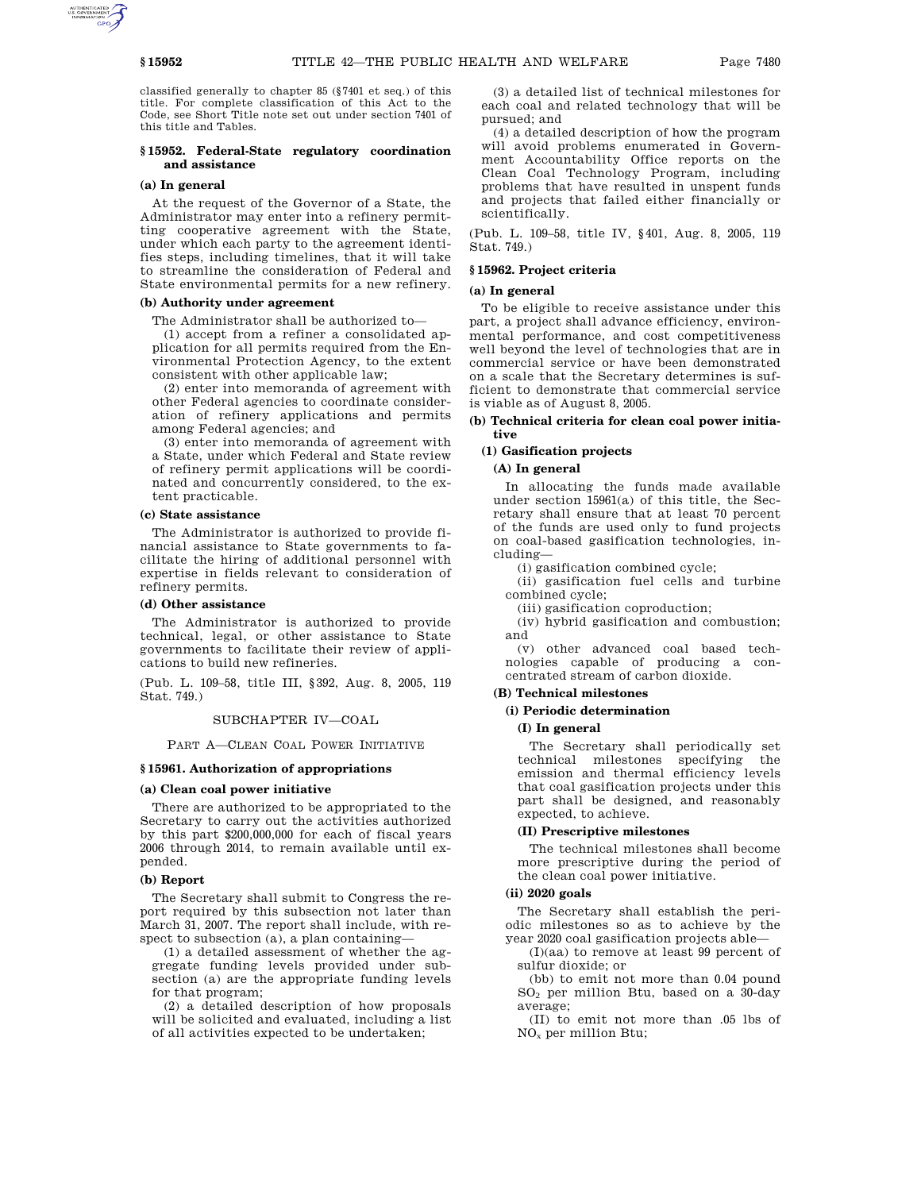classified generally to chapter 85 (§7401 et seq.) of this title. For complete classification of this Act to the Code, see Short Title note set out under section 7401 of this title and Tables.

### § 15952. Federal-State regulatory coordination and assistance

#### (a) In general

At the request of the Governor of a State, the Administrator may enter into a refinery permitting cooperative agreement with the State, under which each party to the agreement identifies steps, including timelines, that it will take to streamline the consideration of Federal and State environmental permits for a new refinery.

#### (b) Authority under agreement

The Administrator shall be authorized to—

(1) accept from a refiner a consolidated application for all permits required from the Environmental Protection Agency, to the extent consistent with other applicable law;

(2) enter into memoranda of agreement with other Federal agencies to coordinate consideration of refinery applications and permits among Federal agencies; and

(3) enter into memoranda of agreement with a State, under which Federal and State review of refinery permit applications will be coordinated and concurrently considered, to the extent practicable.

#### (c) State assistance

The Administrator is authorized to provide financial assistance to State governments to facilitate the hiring of additional personnel with expertise in fields relevant to consideration of refinery permits.

#### (d) Other assistance

The Administrator is authorized to provide technical, legal, or other assistance to State governments to facilitate their review of applications to build new refineries.

(Pub. L. 109–58, title III, §392, Aug. 8, 2005, 119 Stat. 749.)

## SUBCHAPTER IV—COAL

## PART A—CLEAN COAL POWER INITIATIVE

### § 15961. Authorization of appropriations

#### (a) Clean coal power initiative

There are authorized to be appropriated to the Secretary to carry out the activities authorized by this part $200,000,000 for each of fiscal years 2006 through 2014, to remain available until expended.

#### (b) Report

The Secretary shall submit to Congress the report required by this subsection not later than March 31, 2007. The report shall include, with respect to subsection (a), a plan containing—

(1) a detailed assessment of whether the aggregate funding levels provided under subsection (a) are the appropriate funding levels for that program;

(2) a detailed description of how proposals will be solicited and evaluated, including a list of all activities expected to be undertaken;

(3) a detailed list of technical milestones for each coal and related technology that will be pursued; and

(4) a detailed description of how the program will avoid problems enumerated in Government Accountability Office reports on the Clean Coal Technology Program, including problems that have resulted in unspent funds and projects that failed either financially or scientifically.

(Pub. L. 109–58, title IV, §401, Aug. 8, 2005, 119 Stat. 749.)

### § 15962. Project criteria

#### (a) In general

To be eligible to receive assistance under this part, a project shall advance efficiency, environmental performance, and cost competitiveness well beyond the level of technologies that are in commercial service or have been demonstrated on a scale that the Secretary determines is sufficient to demonstrate that commercial service is viable as of August 8, 2005.

#### (b) Technical criteria for clean coal power initiative

##### (1) Gasification projects

##### (A) In general

In allocating the funds made available under section 15961(a) of this title, the Secretary shall ensure that at least 70 percent of the funds are used only to fund projects on coal-based gasification technologies, including—

(i) gasification combined cycle;

(ii) gasification fuel cells and turbine combined cycle;

(iii) gasification coproduction;

(iv) hybrid gasification and combustion; and

(v) other advanced coal based technologies capable of producing a concentrated stream of carbon dioxide.

##### (B) Technical milestones

##### (i) Periodic determination

##### (I) In general

The Secretary shall periodically set technical milestones specifying the emission and thermal efficiency levels that coal gasification projects under this part shall be designed, and reasonably expected, to achieve.

##### (II) Prescriptive milestones

The technical milestones shall become more prescriptive during the period of the clean coal power initiative.

##### (ii) 2020 goals

The Secretary shall establish the periodic milestones so as to achieve by the year 2020 coal gasification projects able—

(I)(aa) to remove at least 99 percent of sulfur dioxide; or

(bb) to emit not more than 0.04 pound $SO_2$ per million Btu, based on a 30-day average;

(II) to emit not more than .05 lbs of $NO_x$ per million Btu;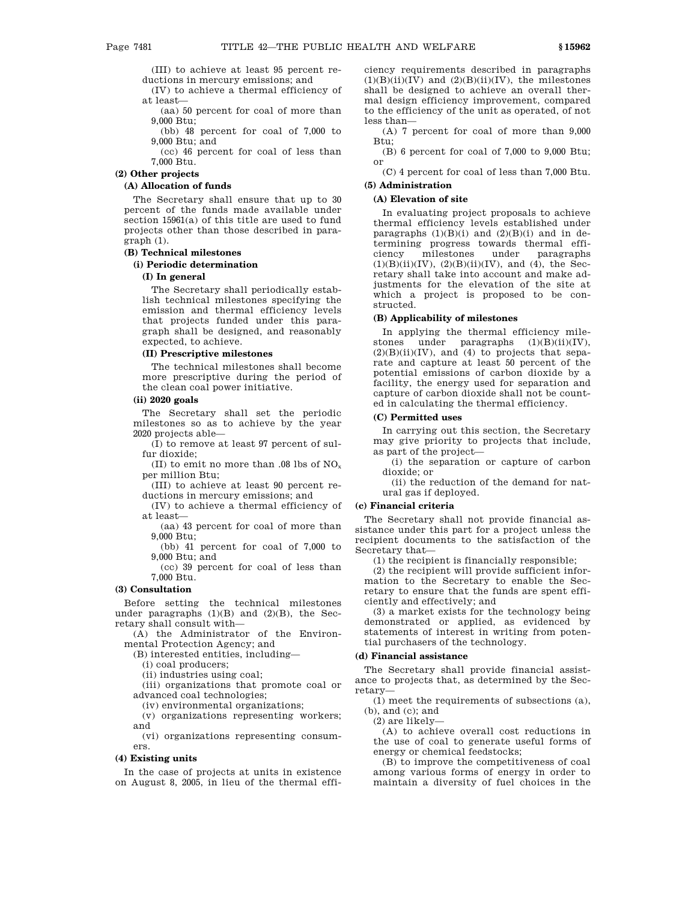(III) to achieve at least 95 percent reductions in mercury emissions; and

(IV) to achieve a thermal efficiency of at least—

(aa) 50 percent for coal of more than 9,000 Btu;

(bb) 48 percent for coal of 7,000 to 9,000 Btu; and

(cc) 46 percent for coal of less than 7,000 Btu.

**(2) Other projects**

**(A) Allocation of funds**

The Secretary shall ensure that up to 30 percent of the funds made available under section 15961(a) of this title are used to fund projects other than those described in paragraph (1).

**(B) Technical milestones**

**(i) Periodic determination**

**(I) In general**

The Secretary shall periodically establish technical milestones specifying the emission and thermal efficiency levels that projects funded under this paragraph shall be designed, and reasonably expected, to achieve.

**(II) Prescriptive milestones**

The technical milestones shall become more prescriptive during the period of the clean coal power initiative.

**(ii) 2020 goals**

The Secretary shall set the periodic milestones so as to achieve by the year 2020 projects able—

(I) to remove at least 97 percent of sulfur dioxide;

(II) to emit no more than .08 lbs of $NO_x$ per million Btu;

(III) to achieve at least 90 percent reductions in mercury emissions; and

(IV) to achieve a thermal efficiency of at least—

(aa) 43 percent for coal of more than 9,000 Btu;

(bb) 41 percent for coal of 7,000 to 9,000 Btu; and

(cc) 39 percent for coal of less than 7,000 Btu.

**(3) Consultation**

Before setting the technical milestones under paragraphs (1)(B) and (2)(B), the Secretary shall consult with—

(A) the Administrator of the Environmental Protection Agency; and

(B) interested entities, including—

(i) coal producers;

(ii) industries using coal;

(iii) organizations that promote coal or advanced coal technologies;

(iv) environmental organizations;

(v) organizations representing workers; and

(vi) organizations representing consumers.

**(4) Existing units**

In the case of projects at units in existence on August 8, 2005, in lieu of the thermal efficiency requirements described in paragraphs (1)(B)(ii)(IV) and (2)(B)(ii)(IV), the milestones shall be designed to achieve an overall thermal design efficiency improvement, compared to the efficiency of the unit as operated, of not less than—

(A) 7 percent for coal of more than 9,000 Btu;

(B) 6 percent for coal of 7,000 to 9,000 Btu; or

(C) 4 percent for coal of less than 7,000 Btu.

**(5) Administration**

**(A) Elevation of site**

In evaluating project proposals to achieve thermal efficiency levels established under paragraphs (1)(B)(i) and (2)(B)(i) and in determining progress towards thermal efficiency milestones under paragraphs (1)(B)(ii)(IV), (2)(B)(ii)(IV), and (4), the Secretary shall take into account and make adjustments for the elevation of the site at which a project is proposed to be constructed.

**(B) Applicability of milestones**

In applying the thermal efficiency milestones under paragraphs (1)(B)(ii)(IV), (2)(B)(ii)(IV), and (4) to projects that separate and capture at least 50 percent of the potential emissions of carbon dioxide by a facility, the energy used for separation and capture of carbon dioxide shall not be counted in calculating the thermal efficiency.

**(C) Permitted uses**

In carrying out this section, the Secretary may give priority to projects that include, as part of the project—

(i) the separation or capture of carbon dioxide; or

(ii) the reduction of the demand for natural gas if deployed.

**(c) Financial criteria**

The Secretary shall not provide financial assistance under this part for a project unless the recipient documents to the satisfaction of the Secretary that—

(1) the recipient is financially responsible;

(2) the recipient will provide sufficient information to the Secretary to enable the Secretary to ensure that the funds are spent efficiently and effectively; and

(3) a market exists for the technology being demonstrated or applied, as evidenced by statements of interest in writing from potential purchasers of the technology.

**(d) Financial assistance**

The Secretary shall provide financial assistance to projects that, as determined by the Secretary—

(1) meet the requirements of subsections (a), (b), and (c); and

(2) are likely—

(A) to achieve overall cost reductions in the use of coal to generate useful forms of energy or chemical feedstocks;

(B) to improve the competitiveness of coal among various forms of energy in order to maintain a diversity of fuel choices in the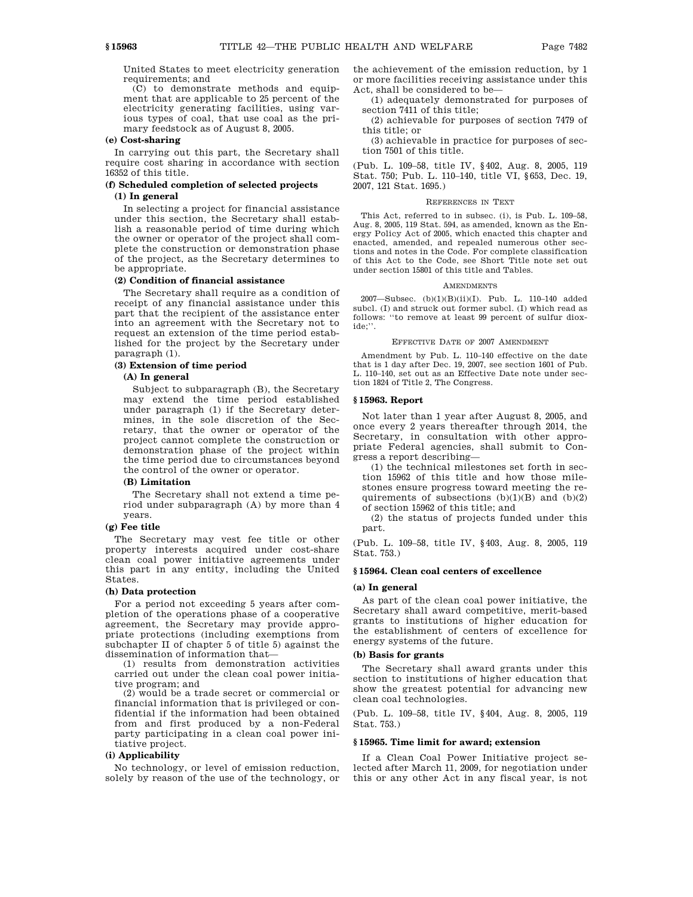United States to meet electricity generation requirements; and

(C) to demonstrate methods and equipment that are applicable to 25 percent of the electricity generating facilities, using various types of coal, that use coal as the primary feedstock as of August 8, 2005.

**(e) Cost-sharing**

In carrying out this part, the Secretary shall require cost sharing in accordance with section 16352 of this title.

**(f) Scheduled completion of selected projects**

**(1) In general**

In selecting a project for financial assistance under this section, the Secretary shall establish a reasonable period of time during which the owner or operator of the project shall complete the construction or demonstration phase of the project, as the Secretary determines to be appropriate.

**(2) Condition of financial assistance**

The Secretary shall require as a condition of receipt of any financial assistance under this part that the recipient of the assistance enter into an agreement with the Secretary not to request an extension of the time period established for the project by the Secretary under paragraph (1).

**(3) Extension of time period**

**(A) In general**

Subject to subparagraph (B), the Secretary may extend the time period established under paragraph (1) if the Secretary determines, in the sole discretion of the Secretary, that the owner or operator of the project cannot complete the construction or demonstration phase of the project within the time period due to circumstances beyond the control of the owner or operator.

**(B) Limitation**

The Secretary shall not extend a time period under subparagraph (A) by more than 4 years.

**(g) Fee title**

The Secretary may vest fee title or other property interests acquired under cost-share clean coal power initiative agreements under this part in any entity, including the United States.

**(h) Data protection**

For a period not exceeding 5 years after completion of the operations phase of a cooperative agreement, the Secretary may provide appropriate protections (including exemptions from subchapter II of chapter 5 of title 5) against the dissemination of information that—

(1) results from demonstration activities carried out under the clean coal power initiative program; and

(2) would be a trade secret or commercial or financial information that is privileged or confidential if the information had been obtained from and first produced by a non-Federal party participating in a clean coal power initiative project.

**(i) Applicability**

No technology, or level of emission reduction, solely by reason of the use of the technology, or the achievement of the emission reduction, by 1 or more facilities receiving assistance under this Act, shall be considered to be—

(1) adequately demonstrated for purposes of section 7411 of this title;

(2) achievable for purposes of section 7479 of this title; or

(3) achievable in practice for purposes of section 7501 of this title.

(Pub. L. 109–58, title IV, §402, Aug. 8, 2005, 119 Stat. 750; Pub. L. 110–140, title VI, §653, Dec. 19, 2007, 121 Stat. 1695.)

REFERENCES IN TEXT

This Act, referred to in subsec. (i), is Pub. L. 109–58, Aug. 8, 2005, 119 Stat. 594, as amended, known as the Energy Policy Act of 2005, which enacted this chapter and enacted, amended, and repealed numerous other sections and notes in the Code. For complete classification of this Act to the Code, see Short Title note set out under section 15801 of this title and Tables.

AMENDMENTS

2007—Subsec. (b)(1)(B)(ii)(I). Pub. L. 110–140 added subcl. (I) and struck out former subcl. (I) which read as follows: "to remove at least 99 percent of sulfur dioxide;".

EFFECTIVE DATE OF 2007 AMENDMENT

Amendment by Pub. L. 110–140 effective on the date that is 1 day after Dec. 19, 2007, see section 1601 of Pub. L. 110–140, set out as an Effective Date note under section 1824 of Title 2, The Congress.

## § 15963. Report

Not later than 1 year after August 8, 2005, and once every 2 years thereafter through 2014, the Secretary, in consultation with other appropriate Federal agencies, shall submit to Congress a report describing—

(1) the technical milestones set forth in section 15962 of this title and how those milestones ensure progress toward meeting the requirements of subsections (b)(1)(B) and (b)(2) of section 15962 of this title; and

(2) the status of projects funded under this part.

(Pub. L. 109–58, title IV, §403, Aug. 8, 2005, 119 Stat. 753.)

## § 15964. Clean coal centers of excellence

**(a) In general**

As part of the clean coal power initiative, the Secretary shall award competitive, merit-based grants to institutions of higher education for the establishment of centers of excellence for energy systems of the future.

**(b) Basis for grants**

The Secretary shall award grants under this section to institutions of higher education that show the greatest potential for advancing new clean coal technologies.

(Pub. L. 109–58, title IV, §404, Aug. 8, 2005, 119 Stat. 753.)

## § 15965. Time limit for award; extension

If a Clean Coal Power Initiative project selected after March 11, 2009, for negotiation under this or any other Act in any fiscal year, is not